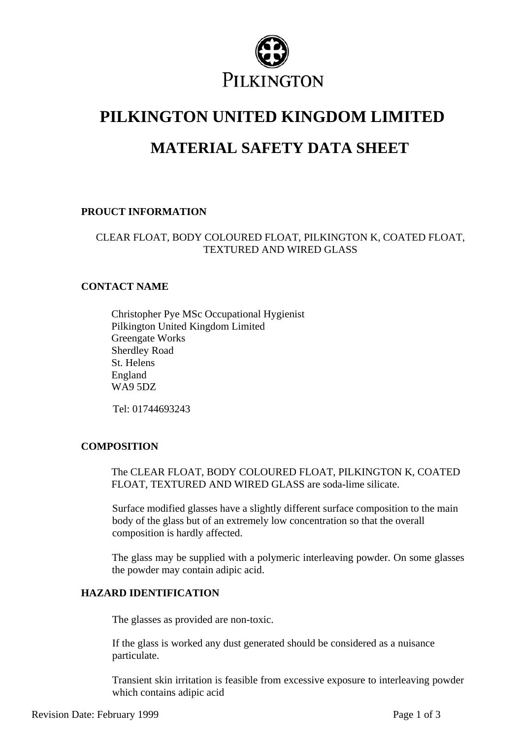PILKINGTON

# PILKINGTON UNITED KINGDOM LIMITED

# MATERIAL SAFETY DATA SHEET

## PROUCT INFORMATION

CLEAR FLOAT, BODY COLOURED FLOAT, PILKINGTON K, COATED FLOAT, TEXTURED AND WIRED GLASS

## CONTACT NAME

Christopher Pye MSc Occupational Hygienist
Pilkington United Kingdom Limited
Greengate Works
Sherdley Road
St. Helens
England
WA9 5DZ

Tel: 01744693243

## COMPOSITION

The CLEAR FLOAT, BODY COLOURED FLOAT, PILKINGTON K, COATED FLOAT, TEXTURED AND WIRED GLASS are soda-lime silicate.

Surface modified glasses have a slightly different surface composition to the main body of the glass but of an extremely low concentration so that the overall composition is hardly affected.

The glass may be supplied with a polymeric interleaving powder. On some glasses the powder may contain adipic acid.

## HAZARD IDENTIFICATION

The glasses as provided are non-toxic.

If the glass is worked any dust generated should be considered as a nuisance particulate.

Transient skin irritation is feasible from excessive exposure to interleaving powder which contains adipic acid

Revision Date: February 1999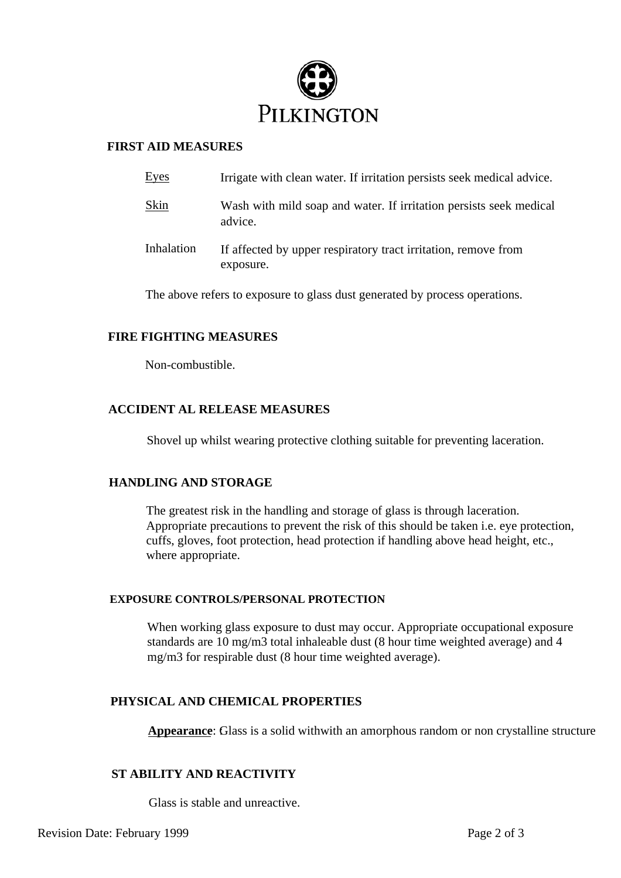PILKINGTON

## FIRST AID MEASURES

| | |
|---|---|
| Eyes | Irrigate with clean water. If irritation persists seek medical advice. |
| Skin | Wash with mild soap and water. If irritation persists seek medical advice. |
| Inhalation | If affected by upper respiratory tract irritation, remove from exposure. |

The above refers to exposure to glass dust generated by process operations.

## FIRE FIGHTING MEASURES

Non-combustible.

## ACCIDENT AL RELEASE MEASURES

Shovel up whilst wearing protective clothing suitable for preventing laceration.

## HANDLING AND STORAGE

The greatest risk in the handling and storage of glass is through laceration. Appropriate precautions to prevent the risk of this should be taken i.e. eye protection, cuffs, gloves, foot protection, head protection if handling above head height, etc., where appropriate.

## EXPOSURE CONTROLS/PERSONAL PROTECTION

When working glass exposure to dust may occur. Appropriate occupational exposure standards are 10 mg/m3 total inhaleable dust (8 hour time weighted average) and 4 mg/m3 for respirable dust (8 hour time weighted average).

## PHYSICAL AND CHEMICAL PROPERTIES

**Appearance**: Glass is a solid withwith an amorphous random or non crystalline structure

## ST ABILITY AND REACTIVITY

Glass is stable and unreactive.

Revision Date: February 1999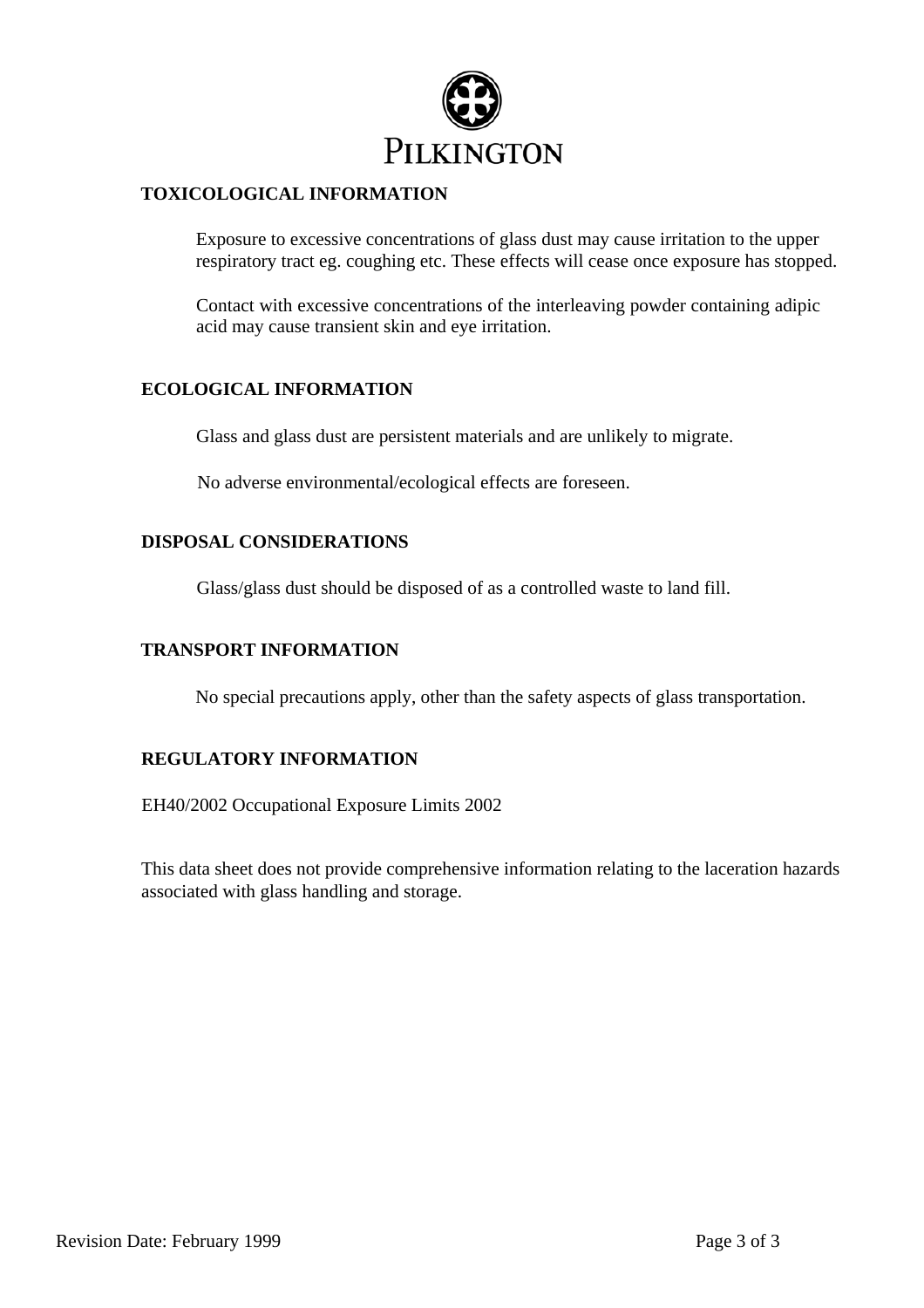PILKINGTON

## TOXICOLOGICAL INFORMATION

Exposure to excessive concentrations of glass dust may cause irritation to the upper respiratory tract eg. coughing etc. These effects will cease once exposure has stopped.

Contact with excessive concentrations of the interleaving powder containing adipic acid may cause transient skin and eye irritation.

## ECOLOGICAL INFORMATION

Glass and glass dust are persistent materials and are unlikely to migrate.

No adverse environmental/ecological effects are foreseen.

## DISPOSAL CONSIDERATIONS

Glass/glass dust should be disposed of as a controlled waste to land fill.

## TRANSPORT INFORMATION

No special precautions apply, other than the safety aspects of glass transportation.

## REGULATORY INFORMATION

EH40/2002 Occupational Exposure Limits 2002

This data sheet does not provide comprehensive information relating to the laceration hazards associated with glass handling and storage.

Revision Date: February 1999